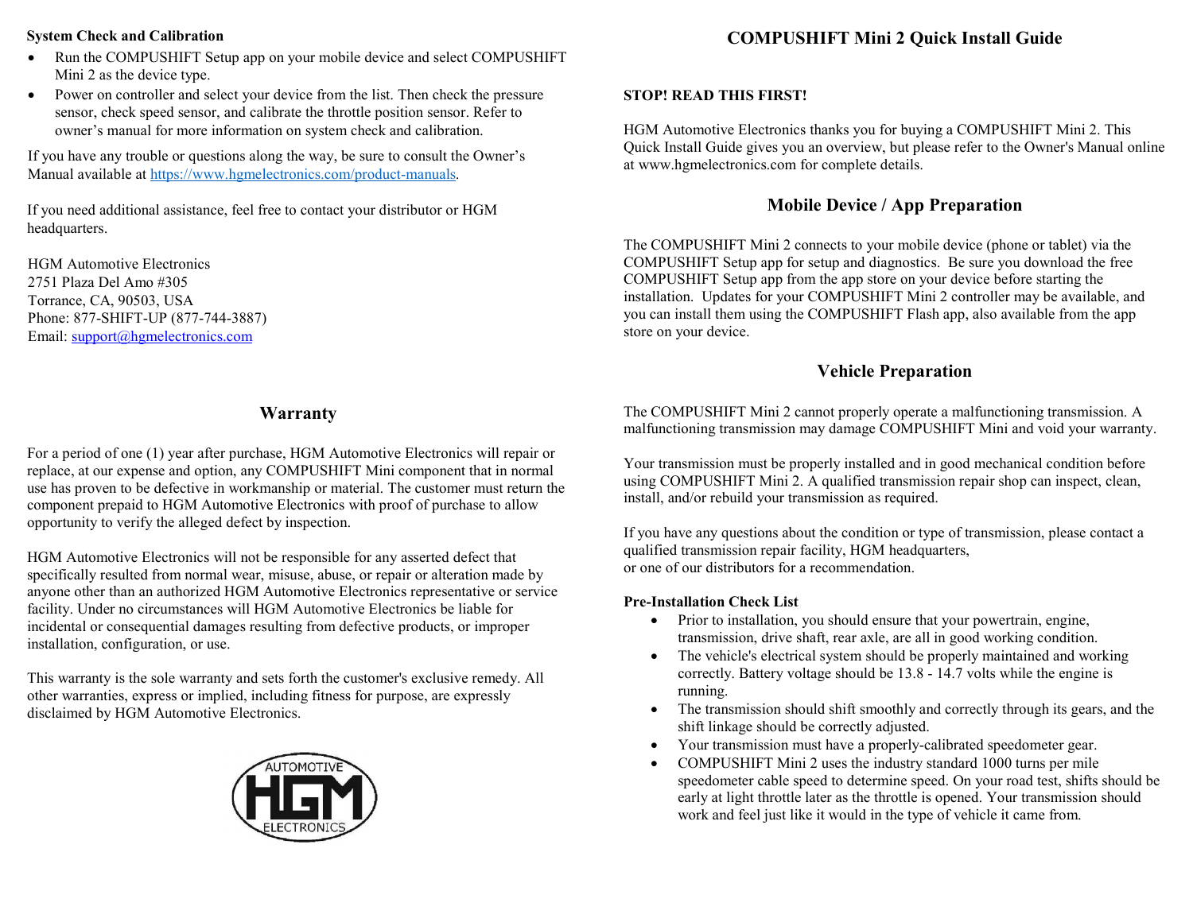### System Check and Calibration

- Run the COMPUSHIFT Setup app on your mobile device and select COMPUSHIFT Mini 2 as the device type.
- Power on controller and select your device from the list. Then check the pressure sensor, check speed sensor, and calibrate the throttle position sensor. Refer to owner's manual for more information on system check and calibration.

If you have any trouble or questions along the way, be sure to consult the Owner's Manual available at https://www.hgmelectronics.com/product-manuals.

If you need additional assistance, feel free to contact your distributor or HGM headquarters.

HGM Automotive Electronics
2751 Plaza Del Amo #305
Torrance, CA, 90503, USA
Phone: 877-SHIFT-UP (877-744-3887)
Email: support@hgmelectronics.com

## Warranty

For a period of one (1) year after purchase, HGM Automotive Electronics will repair or replace, at our expense and option, any COMPUSHIFT Mini component that in normal use has proven to be defective in workmanship or material. The customer must return the component prepaid to HGM Automotive Electronics with proof of purchase to allow opportunity to verify the alleged defect by inspection.

HGM Automotive Electronics will not be responsible for any asserted defect that specifically resulted from normal wear, misuse, abuse, or repair or alteration made by anyone other than an authorized HGM Automotive Electronics representative or service facility. Under no circumstances will HGM Automotive Electronics be liable for incidental or consequential damages resulting from defective products, or improper installation, configuration, or use.

This warranty is the sole warranty and sets forth the customer's exclusive remedy. All other warranties, express or implied, including fitness for purpose, are expressly disclaimed by HGM Automotive Electronics.

AUTOMOTIVE HGM ELECTRONICS

# COMPUSHIFT Mini 2 Quick Install Guide

**STOP! READ THIS FIRST!**

HGM Automotive Electronics thanks you for buying a COMPUSHIFT Mini 2. This Quick Install Guide gives you an overview, but please refer to the Owner's Manual online at www.hgmelectronics.com for complete details.

## Mobile Device / App Preparation

The COMPUSHIFT Mini 2 connects to your mobile device (phone or tablet) via the COMPUSHIFT Setup app for setup and diagnostics. Be sure you download the free COMPUSHIFT Setup app from the app store on your device before starting the installation. Updates for your COMPUSHIFT Mini 2 controller may be available, and you can install them using the COMPUSHIFT Flash app, also available from the app store on your device.

## Vehicle Preparation

The COMPUSHIFT Mini 2 cannot properly operate a malfunctioning transmission. A malfunctioning transmission may damage COMPUSHIFT Mini and void your warranty.

Your transmission must be properly installed and in good mechanical condition before using COMPUSHIFT Mini 2. A qualified transmission repair shop can inspect, clean, install, and/or rebuild your transmission as required.

If you have any questions about the condition or type of transmission, please contact a qualified transmission repair facility, HGM headquarters, or one of our distributors for a recommendation.

### Pre-Installation Check List

- Prior to installation, you should ensure that your powertrain, engine, transmission, drive shaft, rear axle, are all in good working condition.
- The vehicle's electrical system should be properly maintained and working correctly. Battery voltage should be 13.8 - 14.7 volts while the engine is running.
- The transmission should shift smoothly and correctly through its gears, and the shift linkage should be correctly adjusted.
- Your transmission must have a properly-calibrated speedometer gear.
- COMPUSHIFT Mini 2 uses the industry standard 1000 turns per mile speedometer cable speed to determine speed. On your road test, shifts should be early at light throttle later as the throttle is opened. Your transmission should work and feel just like it would in the type of vehicle it came from.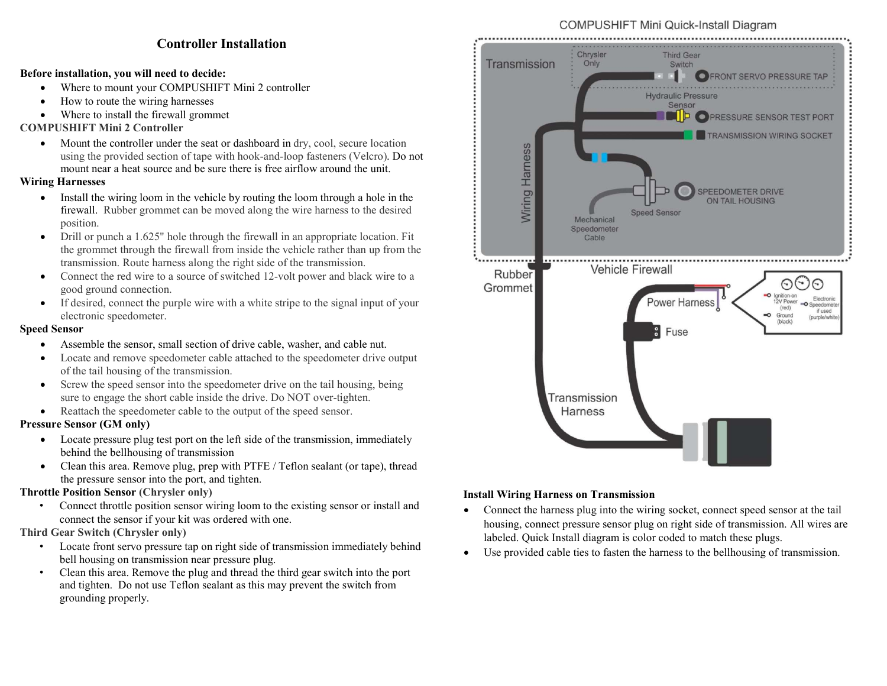## Controller Installation

**Before installation, you will need to decide:**

- Where to mount your COMPUSHIFT Mini 2 controller
- How to route the wiring harnesses
- Where to install the firewall grommet

**COMPUSHIFT Mini 2 Controller**

- Mount the controller under the seat or dashboard in dry, cool, secure location using the provided section of tape with hook-and-loop fasteners (Velcro). Do not mount near a heat source and be sure there is free airflow around the unit.

**Wiring Harnesses**

- Install the wiring loom in the vehicle by routing the loom through a hole in the firewall. Rubber grommet can be moved along the wire harness to the desired position.
- Drill or punch a 1.625" hole through the firewall in an appropriate location. Fit the grommet through the firewall from inside the vehicle rather than up from the transmission. Route harness along the right side of the transmission.
- Connect the red wire to a source of switched 12-volt power and black wire to a good ground connection.
- If desired, connect the purple wire with a white stripe to the signal input of your electronic speedometer.

**Speed Sensor**

- Assemble the sensor, small section of drive cable, washer, and cable nut.
- Locate and remove speedometer cable attached to the speedometer drive output of the tail housing of the transmission.
- Screw the speed sensor into the speedometer drive on the tail housing, being sure to engage the short cable inside the drive. Do NOT over-tighten.
- Reattach the speedometer cable to the output of the speed sensor.

**Pressure Sensor (GM only)**

- Locate pressure plug test port on the left side of the transmission, immediately behind the bellhousing of transmission
- Clean this area. Remove plug, prep with PTFE / Teflon sealant (or tape), thread the pressure sensor into the port, and tighten.

**Throttle Position Sensor (Chrysler only)**

- Connect throttle position sensor wiring loom to the existing sensor or install and connect the sensor if your kit was ordered with one.

**Third Gear Switch (Chrysler only)**

- Locate front servo pressure tap on right side of transmission immediately behind bell housing on transmission near pressure plug.
- Clean this area. Remove the plug and thread the third gear switch into the port and tighten. Do not use Teflon sealant as this may prevent the switch from grounding properly.

COMPUSHIFT Mini Quick-Install Diagram

Transmission
Chrysler Only
Third Gear Switch
FRONT SERVO PRESSURE TAP
Hydraulic Pressure Sensor
PRESSURE SENSOR TEST PORT
TRANSMISSION WIRING SOCKET
Wiring Harness
SPEEDOMETER DRIVE ON TAIL HOUSING
Speed Sensor
Mechanical Speedometer Cable
Rubber Grommet
Vehicle Firewall
Power Harness
Ignition-on 12V Power (red)
Ground (black)
Electronic Speedometer if used (purple/white)
Fuse
Transmission Harness

**Install Wiring Harness on Transmission**

- Connect the harness plug into the wiring socket, connect speed sensor at the tail housing, connect pressure sensor plug on right side of transmission. All wires are labeled. Quick Install diagram is color coded to match these plugs.
- Use provided cable ties to fasten the harness to the bellhousing of transmission.